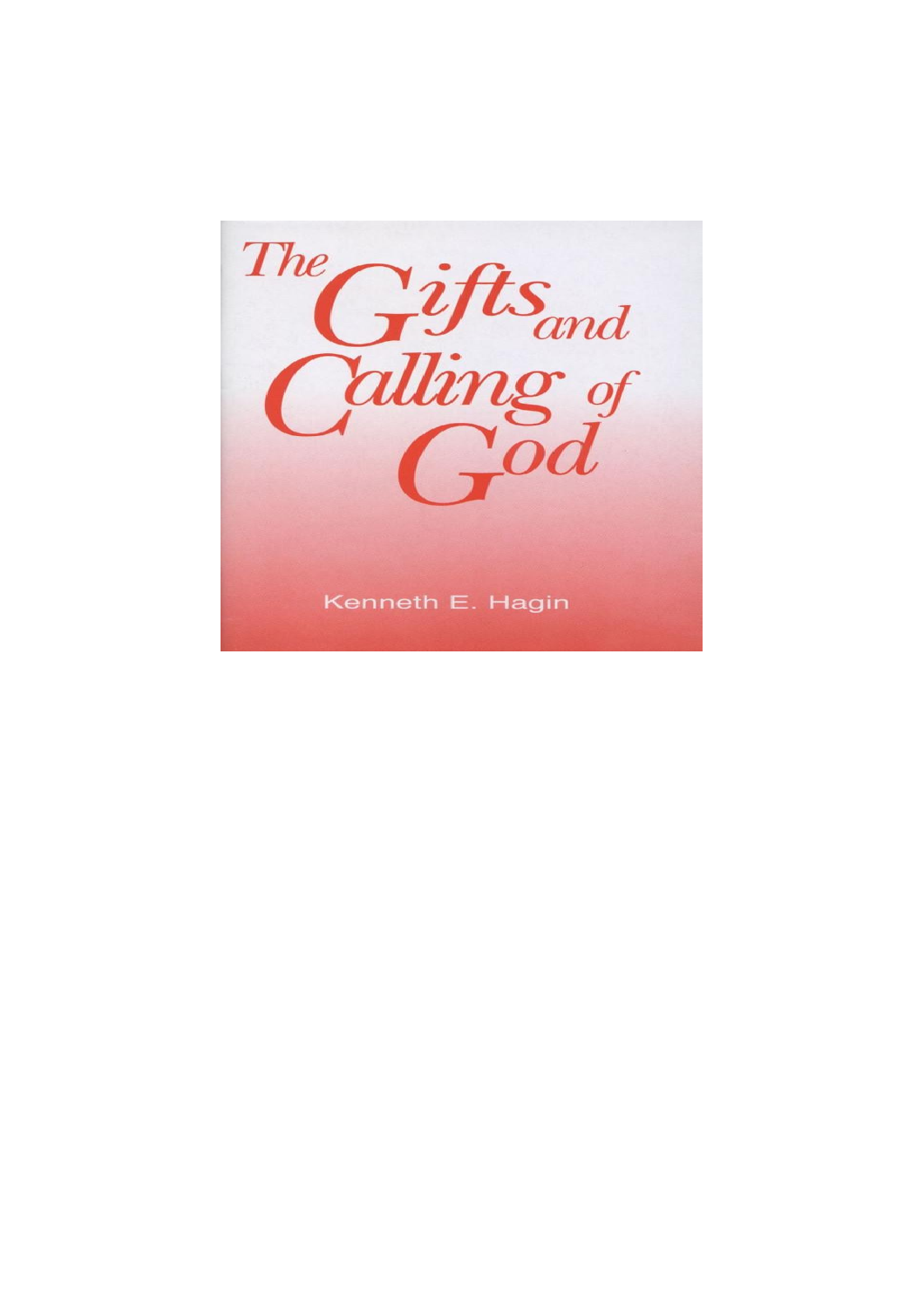# The Gifts and Calling of God

Kenneth E. Hagin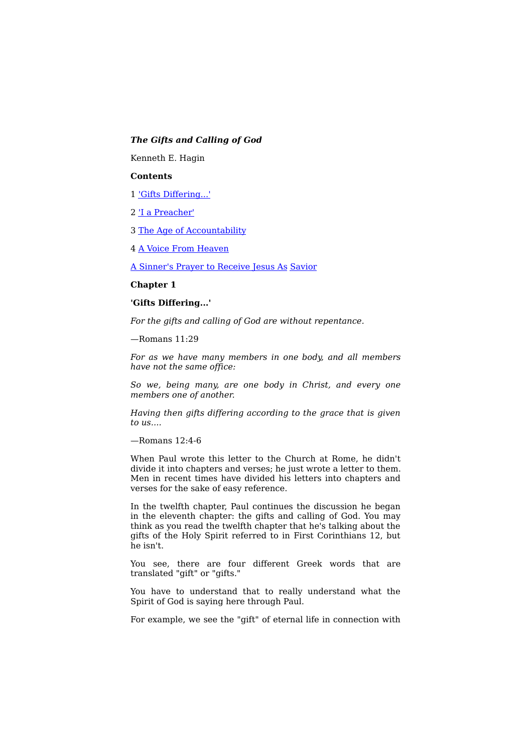***The Gifts and Calling of God***

Kenneth E. Hagin

**Contents**

1 'Gifts Differing...'

2 'I a Preacher'

3 The Age of Accountability

4 A Voice From Heaven

A Sinner's Prayer to Receive Jesus As Savior

## Chapter 1

## 'Gifts Differing...'

*For the gifts and calling of God are without repentance.*

—Romans 11:29

*For as we have many members in one body, and all members have not the same office:*

*So we, being many, are one body in Christ, and every one members one of another.*

*Having then gifts differing according to the grace that is given to us....*

—Romans 12:4-6

When Paul wrote this letter to the Church at Rome, he didn't divide it into chapters and verses; he just wrote a letter to them. Men in recent times have divided his letters into chapters and verses for the sake of easy reference.

In the twelfth chapter, Paul continues the discussion he began in the eleventh chapter: the gifts and calling of God. You may think as you read the twelfth chapter that he's talking about the gifts of the Holy Spirit referred to in First Corinthians 12, but he isn't.

You see, there are four different Greek words that are translated "gift" or "gifts."

You have to understand that to really understand what the Spirit of God is saying here through Paul.

For example, we see the "gift" of eternal life in connection with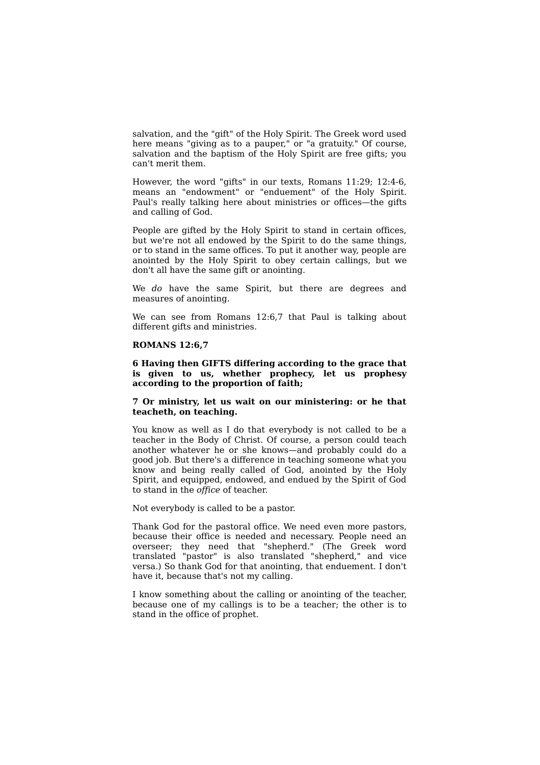salvation, and the "gift" of the Holy Spirit. The Greek word used here means "giving as to a pauper," or "a gratuity." Of course, salvation and the baptism of the Holy Spirit are free gifts; you can't merit them.

However, the word "gifts" in our texts, Romans 11:29; 12:4-6, means an "endowment" or "enduement" of the Holy Spirit. Paul's really talking here about ministries or offices—the gifts and calling of God.

People are gifted by the Holy Spirit to stand in certain offices, but we're not all endowed by the Spirit to do the same things, or to stand in the same offices. To put it another way, people are anointed by the Holy Spirit to obey certain callings, but we don't all have the same gift or anointing.

We *do* have the same Spirit, but there are degrees and measures of anointing.

We can see from Romans 12:6,7 that Paul is talking about different gifts and ministries.

**ROMANS 12:6,7**

**6 Having then GIFTS differing according to the grace that is given to us, whether prophecy, let us prophesy according to the proportion of faith;**

**7 Or ministry, let us wait on our ministering: or he that teacheth, on teaching.**

You know as well as I do that everybody is not called to be a teacher in the Body of Christ. Of course, a person could teach another whatever he or she knows—and probably could do a good job. But there's a difference in teaching someone what you know and being really called of God, anointed by the Holy Spirit, and equipped, endowed, and endued by the Spirit of God to stand in the *office* of teacher.

Not everybody is called to be a pastor.

Thank God for the pastoral office. We need even more pastors, because their office is needed and necessary. People need an overseer; they need that "shepherd." (The Greek word translated "pastor" is also translated "shepherd," and vice versa.) So thank God for that anointing, that enduement. I don't have it, because that's not my calling.

I know something about the calling or anointing of the teacher, because one of my callings is to be a teacher; the other is to stand in the office of prophet.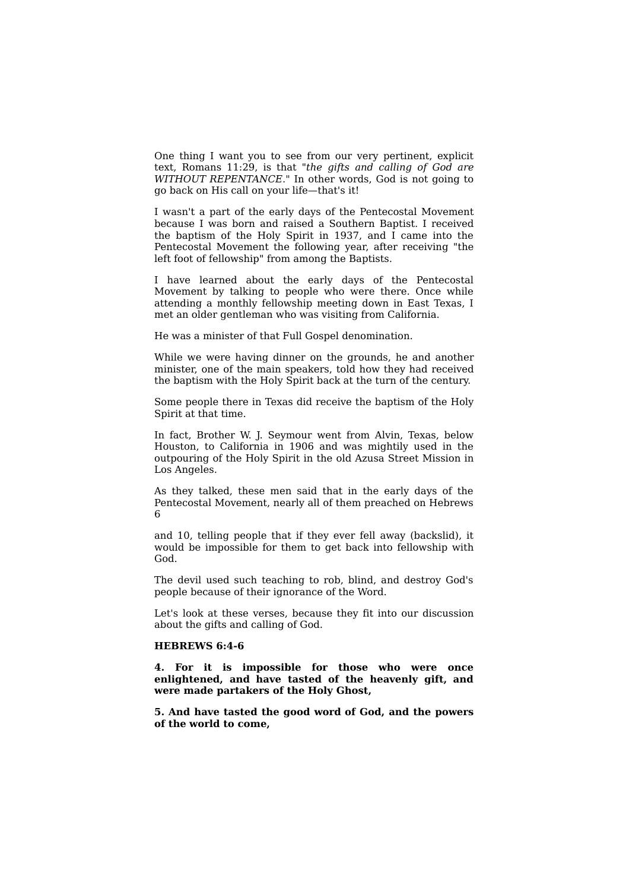One thing I want you to see from our very pertinent, explicit text, Romans 11:29, is that "*the gifts and calling of God are WITHOUT REPENTANCE*." In other words, God is not going to go back on His call on your life—that's it!

I wasn't a part of the early days of the Pentecostal Movement because I was born and raised a Southern Baptist. I received the baptism of the Holy Spirit in 1937, and I came into the Pentecostal Movement the following year, after receiving "the left foot of fellowship" from among the Baptists.

I have learned about the early days of the Pentecostal Movement by talking to people who were there. Once while attending a monthly fellowship meeting down in East Texas, I met an older gentleman who was visiting from California.

He was a minister of that Full Gospel denomination.

While we were having dinner on the grounds, he and another minister, one of the main speakers, told how they had received the baptism with the Holy Spirit back at the turn of the century.

Some people there in Texas did receive the baptism of the Holy Spirit at that time.

In fact, Brother W. J. Seymour went from Alvin, Texas, below Houston, to California in 1906 and was mightily used in the outpouring of the Holy Spirit in the old Azusa Street Mission in Los Angeles.

As they talked, these men said that in the early days of the Pentecostal Movement, nearly all of them preached on Hebrews 6

and 10, telling people that if they ever fell away (backslid), it would be impossible for them to get back into fellowship with God.

The devil used such teaching to rob, blind, and destroy God's people because of their ignorance of the Word.

Let's look at these verses, because they fit into our discussion about the gifts and calling of God.

**HEBREWS 6:4-6**

**4. For it is impossible for those who were once enlightened, and have tasted of the heavenly gift, and were made partakers of the Holy Ghost,**

**5. And have tasted the good word of God, and the powers of the world to come,**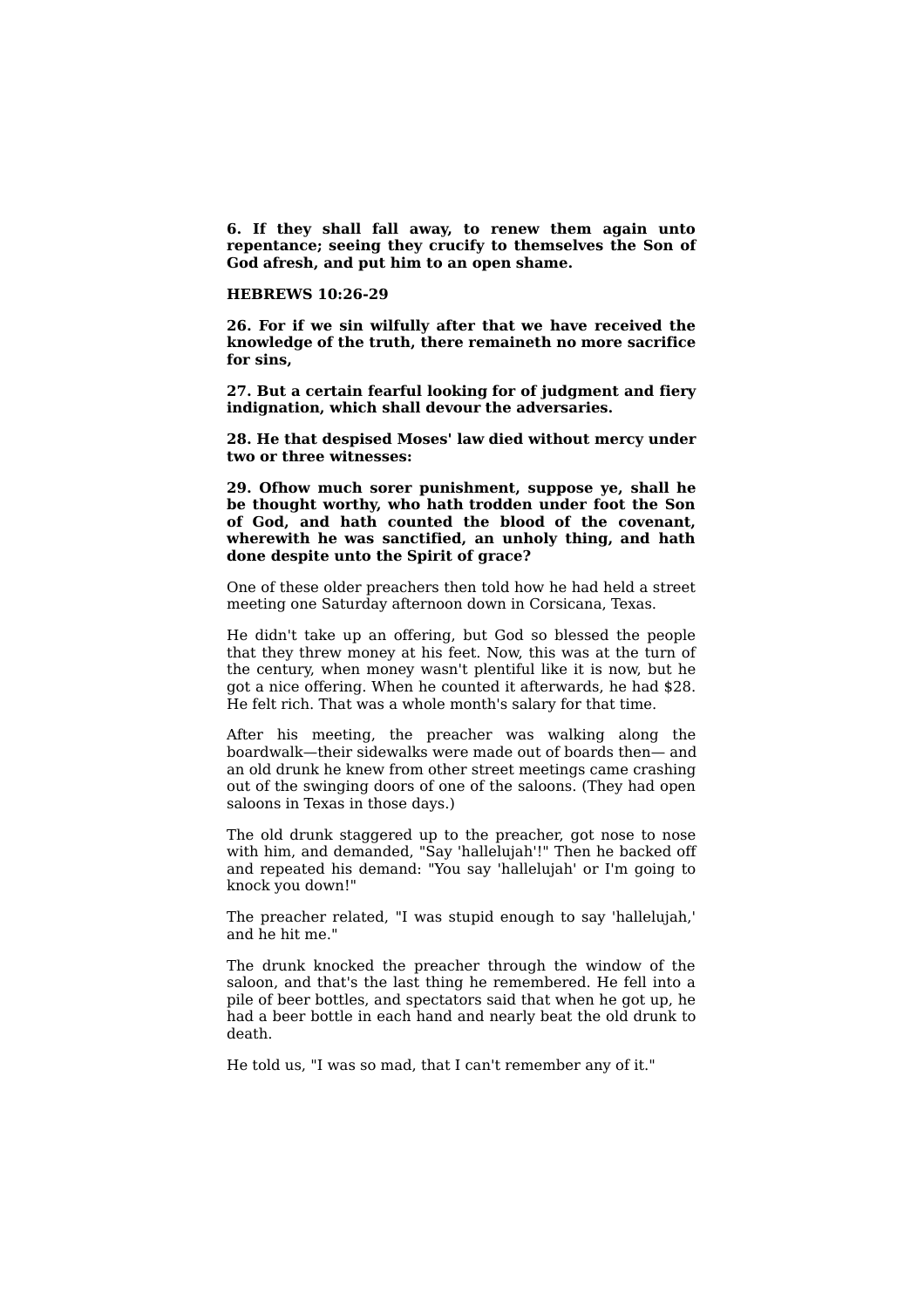**6. If they shall fall away, to renew them again unto repentance; seeing they crucify to themselves the Son of God afresh, and put him to an open shame.**

**HEBREWS 10:26-29**

**26. For if we sin wilfully after that we have received the knowledge of the truth, there remaineth no more sacrifice for sins,**

**27. But a certain fearful looking for of judgment and fiery indignation, which shall devour the adversaries.**

**28. He that despised Moses' law died without mercy under two or three witnesses:**

**29. Ofhow much sorer punishment, suppose ye, shall he be thought worthy, who hath trodden under foot the Son of God, and hath counted the blood of the covenant, wherewith he was sanctified, an unholy thing, and hath done despite unto the Spirit of grace?**

One of these older preachers then told how he had held a street meeting one Saturday afternoon down in Corsicana, Texas.

He didn't take up an offering, but God so blessed the people that they threw money at his feet. Now, this was at the turn of the century, when money wasn't plentiful like it is now, but he got a nice offering. When he counted it afterwards, he had $28. He felt rich. That was a whole month's salary for that time.

After his meeting, the preacher was walking along the boardwalk—their sidewalks were made out of boards then— and an old drunk he knew from other street meetings came crashing out of the swinging doors of one of the saloons. (They had open saloons in Texas in those days.)

The old drunk staggered up to the preacher, got nose to nose with him, and demanded, "Say 'hallelujah'!" Then he backed off and repeated his demand: "You say 'hallelujah' or I'm going to knock you down!"

The preacher related, "I was stupid enough to say 'hallelujah,' and he hit me."

The drunk knocked the preacher through the window of the saloon, and that's the last thing he remembered. He fell into a pile of beer bottles, and spectators said that when he got up, he had a beer bottle in each hand and nearly beat the old drunk to death.

He told us, "I was so mad, that I can't remember any of it."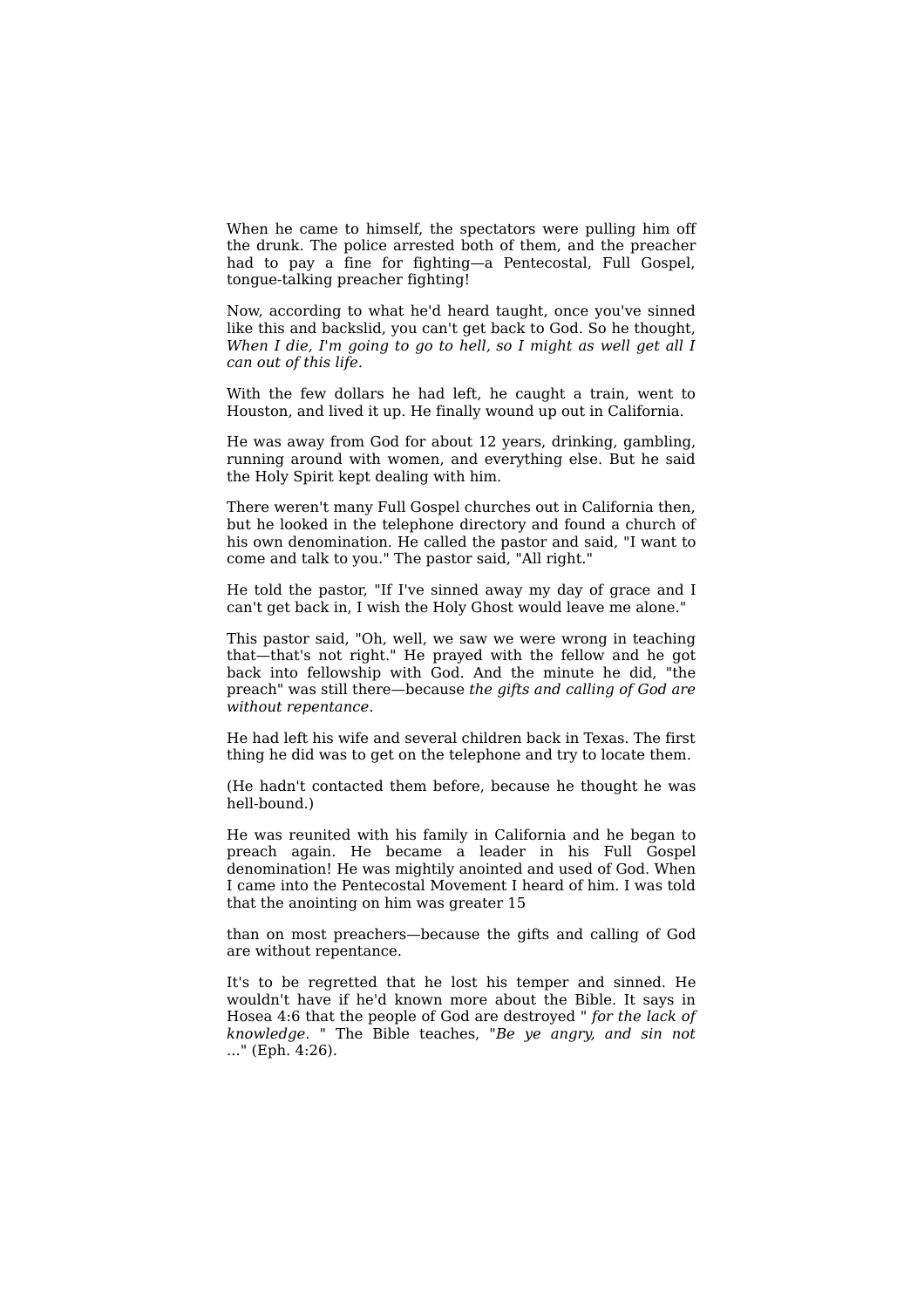When he came to himself, the spectators were pulling him off the drunk. The police arrested both of them, and the preacher had to pay a fine for fighting—a Pentecostal, Full Gospel, tongue-talking preacher fighting!

Now, according to what he'd heard taught, once you've sinned like this and backslid, you can't get back to God. So he thought, *When I die, I'm going to go to hell, so I might as well get all I can out of this life.*

With the few dollars he had left, he caught a train, went to Houston, and lived it up. He finally wound up out in California.

He was away from God for about 12 years, drinking, gambling, running around with women, and everything else. But he said the Holy Spirit kept dealing with him.

There weren't many Full Gospel churches out in California then, but he looked in the telephone directory and found a church of his own denomination. He called the pastor and said, "I want to come and talk to you." The pastor said, "All right."

He told the pastor, "If I've sinned away my day of grace and I can't get back in, I wish the Holy Ghost would leave me alone."

This pastor said, "Oh, well, we saw we were wrong in teaching that—that's not right." He prayed with the fellow and he got back into fellowship with God. And the minute he did, "the preach" was still there—because *the gifts and calling of God are without repentance.*

He had left his wife and several children back in Texas. The first thing he did was to get on the telephone and try to locate them.

(He hadn't contacted them before, because he thought he was hell-bound.)

He was reunited with his family in California and he began to preach again. He became a leader in his Full Gospel denomination! He was mightily anointed and used of God. When I came into the Pentecostal Movement I heard of him. I was told that the anointing on him was greater than on most preachers—because the gifts and calling of God are without repentance.

It's to be regretted that he lost his temper and sinned. He wouldn't have if he'd known more about the Bible. It says in Hosea 4:6 that the people of God are destroyed " *for the lack of knowledge.* " The Bible teaches, "*Be ye angry, and sin not* ..." (Eph. 4:26).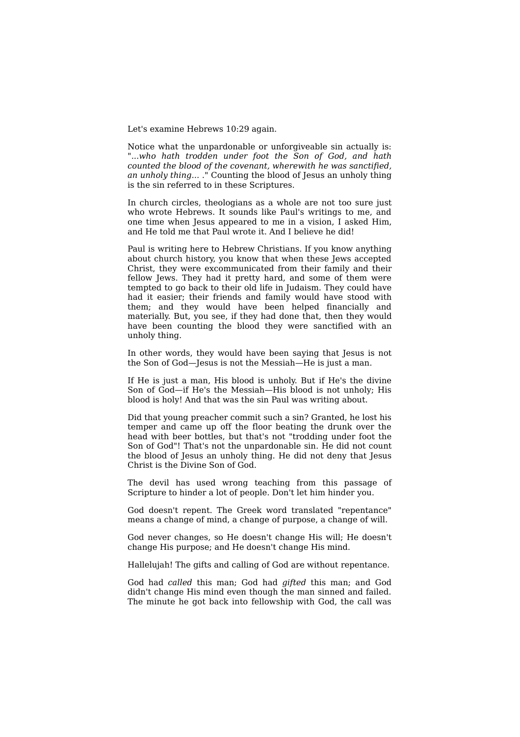Let's examine Hebrews 10:29 again.

Notice what the unpardonable or unforgiveable sin actually is: "*...who hath trodden under foot the Son of God, and hath counted the blood of the covenant, wherewith he was sanctified, an unholy thing...* ." Counting the blood of Jesus an unholy thing is the sin referred to in these Scriptures.

In church circles, theologians as a whole are not too sure just who wrote Hebrews. It sounds like Paul's writings to me, and one time when Jesus appeared to me in a vision, I asked Him, and He told me that Paul wrote it. And I believe he did!

Paul is writing here to Hebrew Christians. If you know anything about church history, you know that when these Jews accepted Christ, they were excommunicated from their family and their fellow Jews. They had it pretty hard, and some of them were tempted to go back to their old life in Judaism. They could have had it easier; their friends and family would have stood with them; and they would have been helped financially and materially. But, you see, if they had done that, then they would have been counting the blood they were sanctified with an unholy thing.

In other words, they would have been saying that Jesus is not the Son of God—Jesus is not the Messiah—He is just a man.

If He is just a man, His blood is unholy. But if He's the divine Son of God—if He's the Messiah—His blood is not unholy; His blood is holy! And that was the sin Paul was writing about.

Did that young preacher commit such a sin? Granted, he lost his temper and came up off the floor beating the drunk over the head with beer bottles, but that's not "trodding under foot the Son of God"! That's not the unpardonable sin. He did not count the blood of Jesus an unholy thing. He did not deny that Jesus Christ is the Divine Son of God.

The devil has used wrong teaching from this passage of Scripture to hinder a lot of people. Don't let him hinder you.

God doesn't repent. The Greek word translated "repentance" means a change of mind, a change of purpose, a change of will.

God never changes, so He doesn't change His will; He doesn't change His purpose; and He doesn't change His mind.

Hallelujah! The gifts and calling of God are without repentance.

God had *called* this man; God had *gifted* this man; and God didn't change His mind even though the man sinned and failed. The minute he got back into fellowship with God, the call was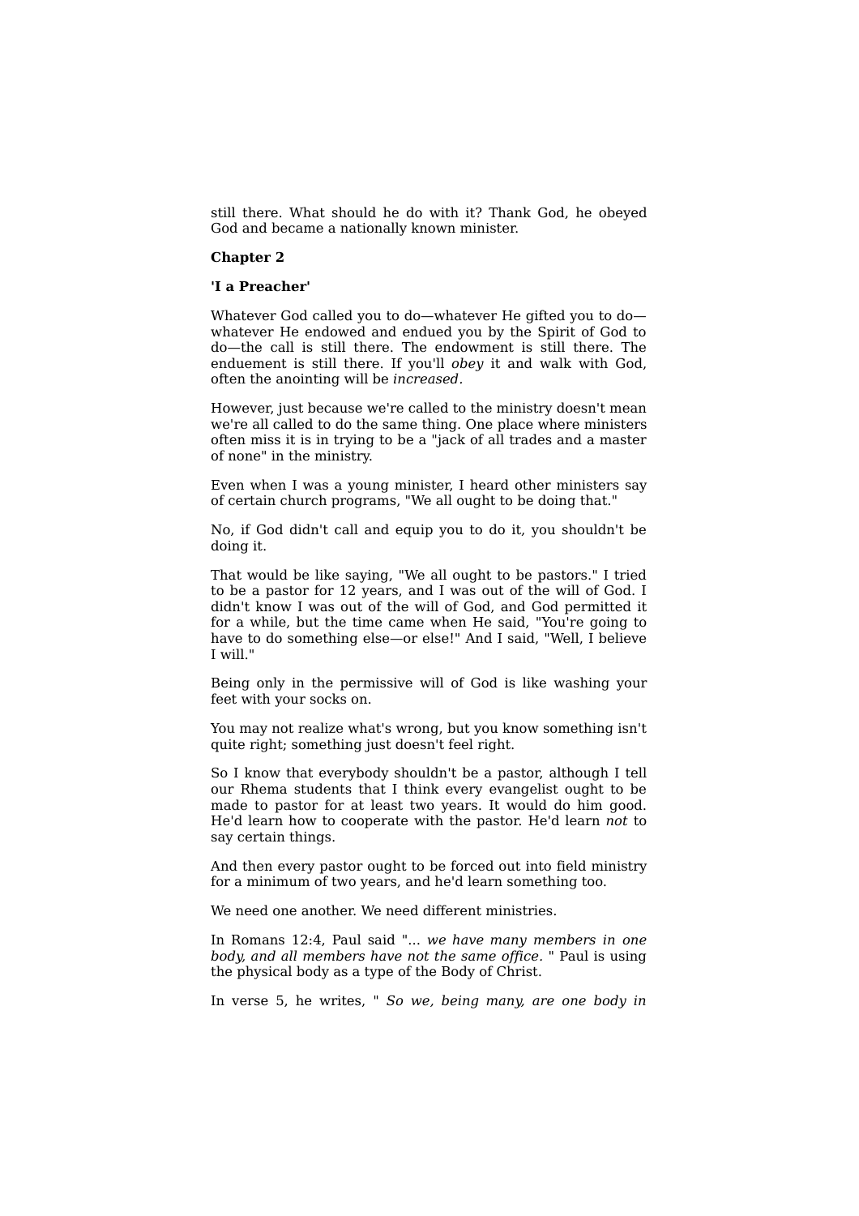still there. What should he do with it? Thank God, he obeyed God and became a nationally known minister.

## Chapter 2

### 'I a Preacher'

Whatever God called you to do—whatever He gifted you to do—whatever He endowed and endued you by the Spirit of God to do—the call is still there. The endowment is still there. The enduement is still there. If you'll *obey* it and walk with God, often the anointing will be *increased*.

However, just because we're called to the ministry doesn't mean we're all called to do the same thing. One place where ministers often miss it is in trying to be a "jack of all trades and a master of none" in the ministry.

Even when I was a young minister, I heard other ministers say of certain church programs, "We all ought to be doing that."

No, if God didn't call and equip you to do it, you shouldn't be doing it.

That would be like saying, "We all ought to be pastors." I tried to be a pastor for 12 years, and I was out of the will of God. I didn't know I was out of the will of God, and God permitted it for a while, but the time came when He said, "You're going to have to do something else—or else!" And I said, "Well, I believe I will."

Being only in the permissive will of God is like washing your feet with your socks on.

You may not realize what's wrong, but you know something isn't quite right; something just doesn't feel right.

So I know that everybody shouldn't be a pastor, although I tell our Rhema students that I think every evangelist ought to be made to pastor for at least two years. It would do him good. He'd learn how to cooperate with the pastor. He'd learn *not* to say certain things.

And then every pastor ought to be forced out into field ministry for a minimum of two years, and he'd learn something too.

We need one another. We need different ministries.

In Romans 12:4, Paul said "... *we have many members in one body, and all members have not the same office.* " Paul is using the physical body as a type of the Body of Christ.

In verse 5, he writes, " *So we, being many, are one body in*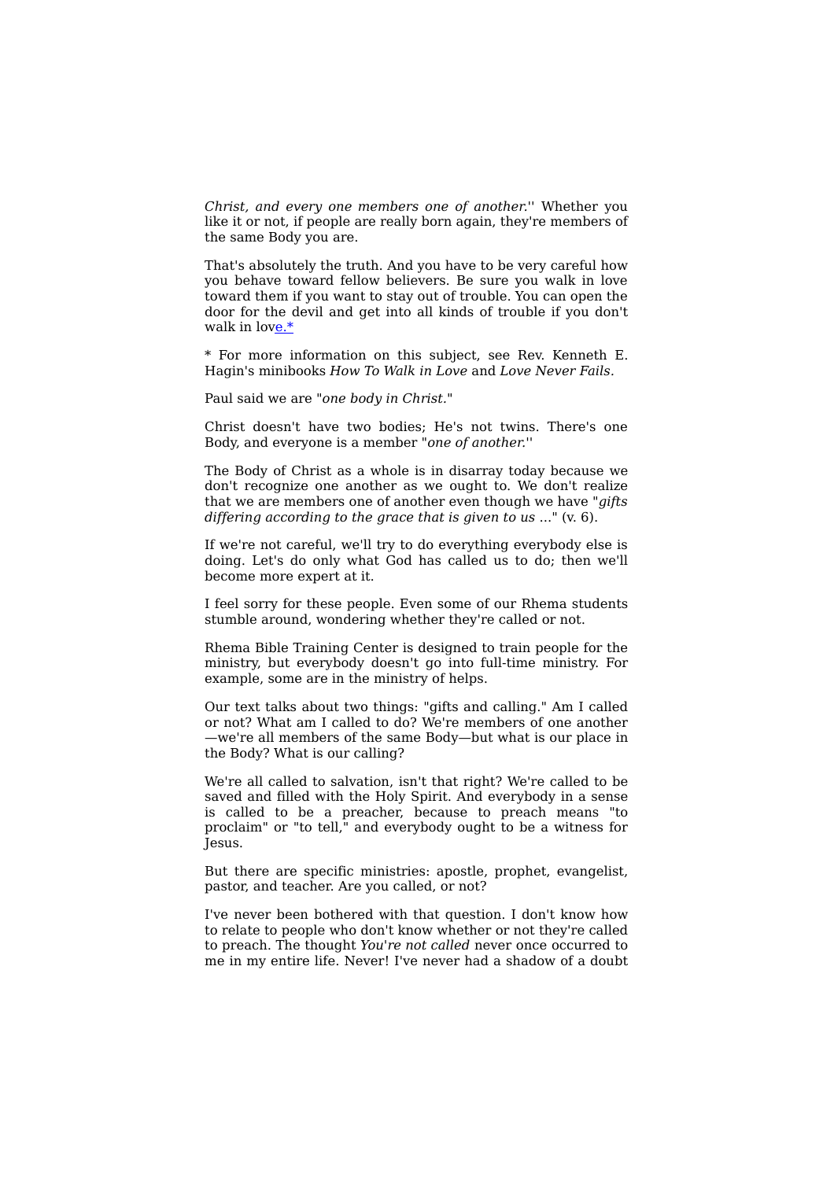*Christ, and every one members one of another.*'' Whether you like it or not, if people are really born again, they're members of the same Body you are.

That's absolutely the truth. And you have to be very careful how you behave toward fellow believers. Be sure you walk in love toward them if you want to stay out of trouble. You can open the door for the devil and get into all kinds of trouble if you don't walk in love.*

* For more information on this subject, see Rev. Kenneth E. Hagin's minibooks *How To Walk in Love* and *Love Never Fails*.

Paul said we are "*one body in Christ.*"

Christ doesn't have two bodies; He's not twins. There's one Body, and everyone is a member "*one of another.*''

The Body of Christ as a whole is in disarray today because we don't recognize one another as we ought to. We don't realize that we are members one of another even though we have "*gifts differing according to the grace that is given to us* ..." (v. 6).

If we're not careful, we'll try to do everything everybody else is doing. Let's do only what God has called us to do; then we'll become more expert at it.

I feel sorry for these people. Even some of our Rhema students stumble around, wondering whether they're called or not.

Rhema Bible Training Center is designed to train people for the ministry, but everybody doesn't go into full-time ministry. For example, some are in the ministry of helps.

Our text talks about two things: "gifts and calling." Am I called or not? What am I called to do? We're members of one another —we're all members of the same Body—but what is our place in the Body? What is our calling?

We're all called to salvation, isn't that right? We're called to be saved and filled with the Holy Spirit. And everybody in a sense is called to be a preacher, because to preach means "to proclaim" or "to tell," and everybody ought to be a witness for Jesus.

But there are specific ministries: apostle, prophet, evangelist, pastor, and teacher. Are you called, or not?

I've never been bothered with that question. I don't know how to relate to people who don't know whether or not they're called to preach. The thought *You're not called* never once occurred to me in my entire life. Never! I've never had a shadow of a doubt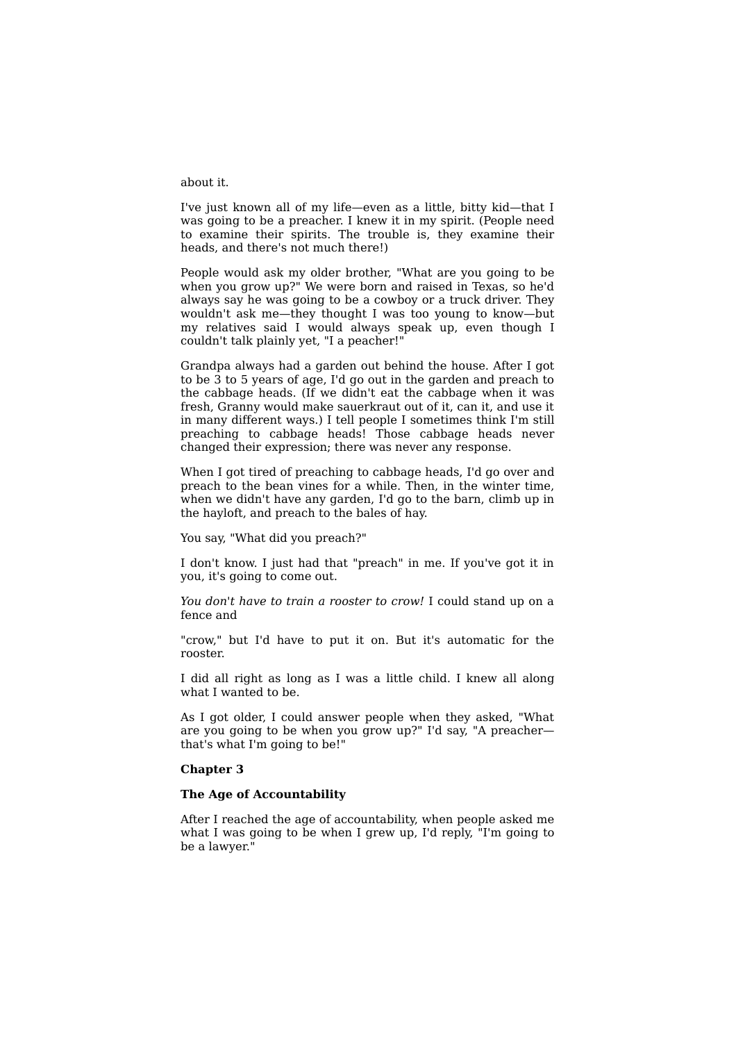about it.

I've just known all of my life—even as a little, bitty kid—that I was going to be a preacher. I knew it in my spirit. (People need to examine their spirits. The trouble is, they examine their heads, and there's not much there!)

People would ask my older brother, "What are you going to be when you grow up?" We were born and raised in Texas, so he'd always say he was going to be a cowboy or a truck driver. They wouldn't ask me—they thought I was too young to know—but my relatives said I would always speak up, even though I couldn't talk plainly yet, "I a peacher!"

Grandpa always had a garden out behind the house. After I got to be 3 to 5 years of age, I'd go out in the garden and preach to the cabbage heads. (If we didn't eat the cabbage when it was fresh, Granny would make sauerkraut out of it, can it, and use it in many different ways.) I tell people I sometimes think I'm still preaching to cabbage heads! Those cabbage heads never changed their expression; there was never any response.

When I got tired of preaching to cabbage heads, I'd go over and preach to the bean vines for a while. Then, in the winter time, when we didn't have any garden, I'd go to the barn, climb up in the hayloft, and preach to the bales of hay.

You say, "What did you preach?"

I don't know. I just had that "preach" in me. If you've got it in you, it's going to come out.

*You don't have to train a rooster to crow!* I could stand up on a fence and "crow," but I'd have to put it on. But it's automatic for the rooster.

I did all right as long as I was a little child. I knew all along what I wanted to be.

As I got older, I could answer people when they asked, "What are you going to be when you grow up?" I'd say, "A preacher—that's what I'm going to be!"

## Chapter 3

## The Age of Accountability

After I reached the age of accountability, when people asked me what I was going to be when I grew up, I'd reply, "I'm going to be a lawyer."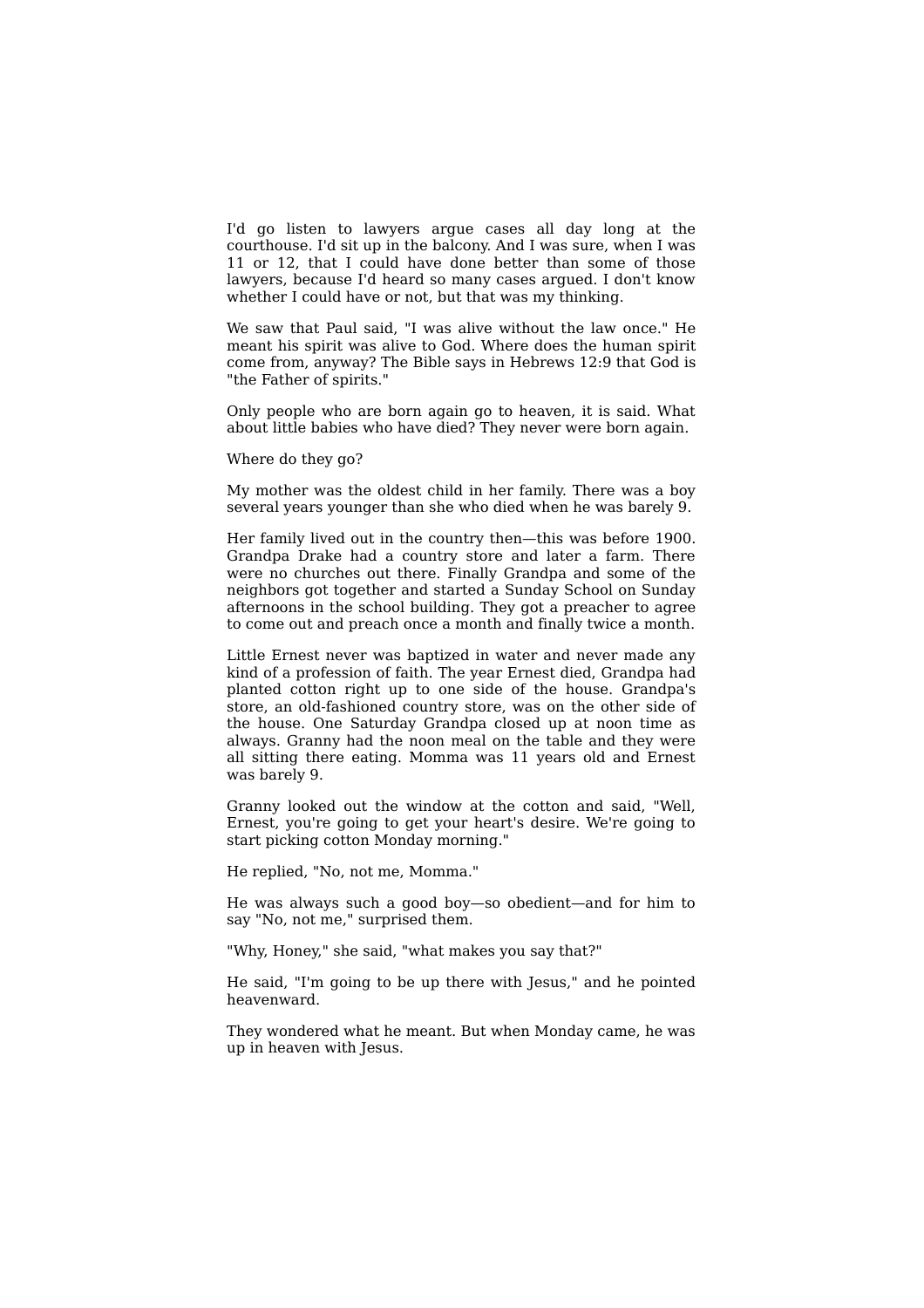I'd go listen to lawyers argue cases all day long at the courthouse. I'd sit up in the balcony. And I was sure, when I was 11 or 12, that I could have done better than some of those lawyers, because I'd heard so many cases argued. I don't know whether I could have or not, but that was my thinking.

We saw that Paul said, "I was alive without the law once." He meant his spirit was alive to God. Where does the human spirit come from, anyway? The Bible says in Hebrews 12:9 that God is "the Father of spirits."

Only people who are born again go to heaven, it is said. What about little babies who have died? They never were born again.

Where do they go?

My mother was the oldest child in her family. There was a boy several years younger than she who died when he was barely 9.

Her family lived out in the country then—this was before 1900. Grandpa Drake had a country store and later a farm. There were no churches out there. Finally Grandpa and some of the neighbors got together and started a Sunday School on Sunday afternoons in the school building. They got a preacher to agree to come out and preach once a month and finally twice a month.

Little Ernest never was baptized in water and never made any kind of a profession of faith. The year Ernest died, Grandpa had planted cotton right up to one side of the house. Grandpa's store, an old-fashioned country store, was on the other side of the house. One Saturday Grandpa closed up at noon time as always. Granny had the noon meal on the table and they were all sitting there eating. Momma was 11 years old and Ernest was barely 9.

Granny looked out the window at the cotton and said, "Well, Ernest, you're going to get your heart's desire. We're going to start picking cotton Monday morning."

He replied, "No, not me, Momma."

He was always such a good boy—so obedient—and for him to say "No, not me," surprised them.

"Why, Honey," she said, "what makes you say that?"

He said, "I'm going to be up there with Jesus," and he pointed heavenward.

They wondered what he meant. But when Monday came, he was up in heaven with Jesus.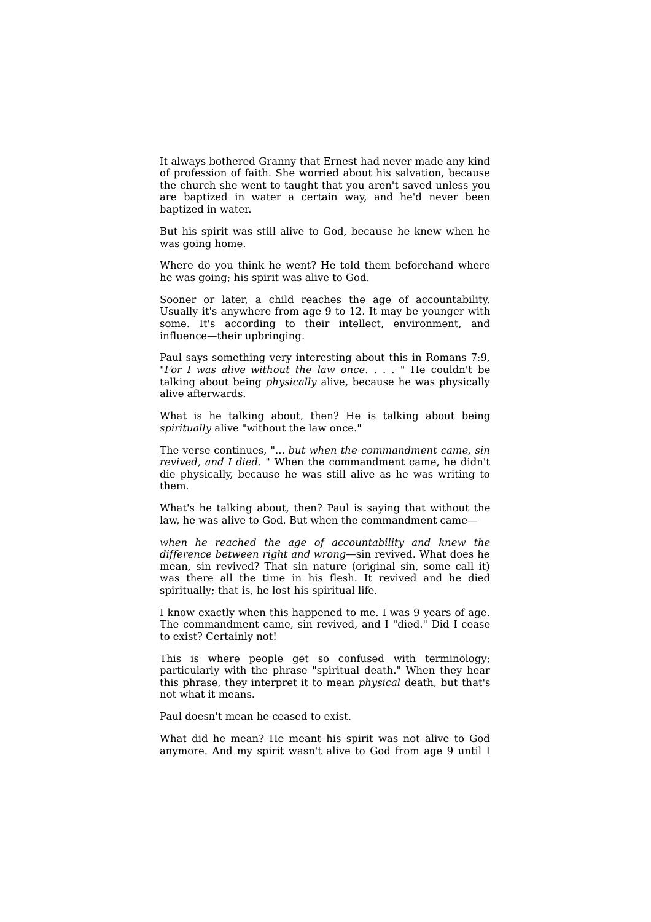It always bothered Granny that Ernest had never made any kind of profession of faith. She worried about his salvation, because the church she went to taught that you aren't saved unless you are baptized in water a certain way, and he'd never been baptized in water.

But his spirit was still alive to God, because he knew when he was going home.

Where do you think he went? He told them beforehand where he was going; his spirit was alive to God.

Sooner or later, a child reaches the age of accountability. Usually it's anywhere from age 9 to 12. It may be younger with some. It's according to their intellect, environment, and influence—their upbringing.

Paul says something very interesting about this in Romans 7:9, "*For I was alive without the law once. . . .* " He couldn't be talking about being *physically* alive, because he was physically alive afterwards.

What is he talking about, then? He is talking about being *spiritually* alive "without the law once."

The verse continues, "... *but when the commandment came, sin revived, and I died.* " When the commandment came, he didn't die physically, because he was still alive as he was writing to them.

What's he talking about, then? Paul is saying that without the law, he was alive to God. But when the commandment came—

*when he reached the age of accountability and knew the difference between right and wrong*—sin revived. What does he mean, sin revived? That sin nature (original sin, some call it) was there all the time in his flesh. It revived and he died spiritually; that is, he lost his spiritual life.

I know exactly when this happened to me. I was 9 years of age. The commandment came, sin revived, and I "died." Did I cease to exist? Certainly not!

This is where people get so confused with terminology; particularly with the phrase "spiritual death." When they hear this phrase, they interpret it to mean *physical* death, but that's not what it means.

Paul doesn't mean he ceased to exist.

What did he mean? He meant his spirit was not alive to God anymore. And my spirit wasn't alive to God from age 9 until I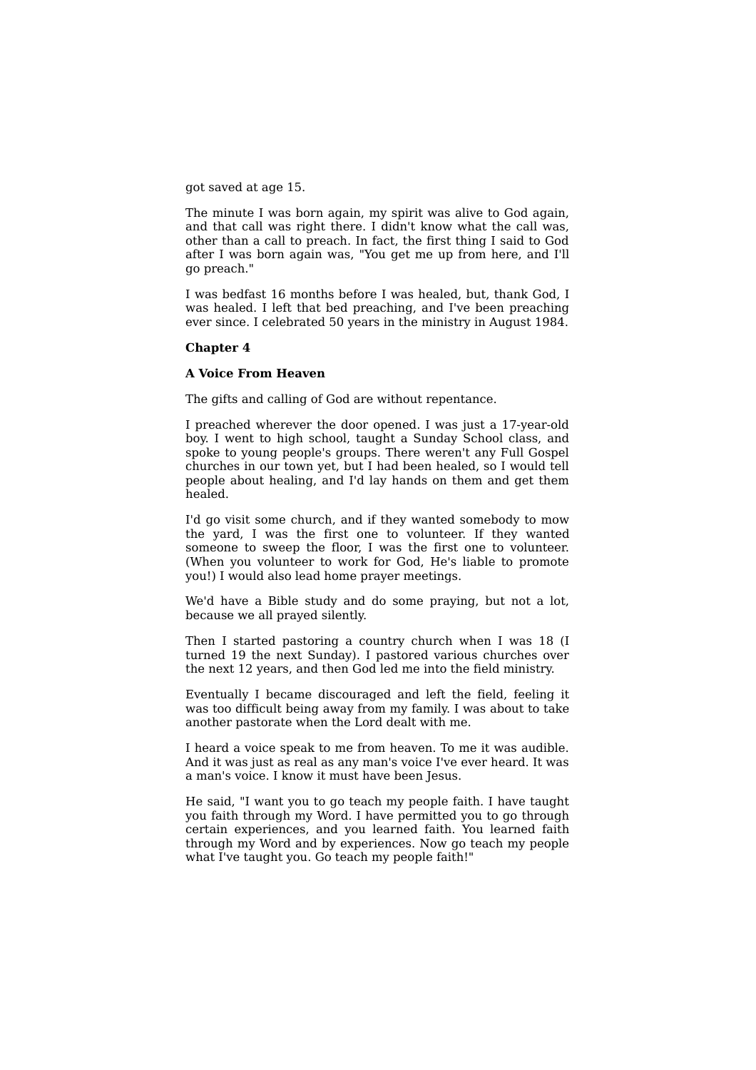got saved at age 15.

The minute I was born again, my spirit was alive to God again, and that call was right there. I didn't know what the call was, other than a call to preach. In fact, the first thing I said to God after I was born again was, "You get me up from here, and I'll go preach."

I was bedfast 16 months before I was healed, but, thank God, I was healed. I left that bed preaching, and I've been preaching ever since. I celebrated 50 years in the ministry in August 1984.

**Chapter 4**

**A Voice From Heaven**

The gifts and calling of God are without repentance.

I preached wherever the door opened. I was just a 17-year-old boy. I went to high school, taught a Sunday School class, and spoke to young people's groups. There weren't any Full Gospel churches in our town yet, but I had been healed, so I would tell people about healing, and I'd lay hands on them and get them healed.

I'd go visit some church, and if they wanted somebody to mow the yard, I was the first one to volunteer. If they wanted someone to sweep the floor, I was the first one to volunteer. (When you volunteer to work for God, He's liable to promote you!) I would also lead home prayer meetings.

We'd have a Bible study and do some praying, but not a lot, because we all prayed silently.

Then I started pastoring a country church when I was 18 (I turned 19 the next Sunday). I pastored various churches over the next 12 years, and then God led me into the field ministry.

Eventually I became discouraged and left the field, feeling it was too difficult being away from my family. I was about to take another pastorate when the Lord dealt with me.

I heard a voice speak to me from heaven. To me it was audible. And it was just as real as any man's voice I've ever heard. It was a man's voice. I know it must have been Jesus.

He said, "I want you to go teach my people faith. I have taught you faith through my Word. I have permitted you to go through certain experiences, and you learned faith. You learned faith through my Word and by experiences. Now go teach my people what I've taught you. Go teach my people faith!"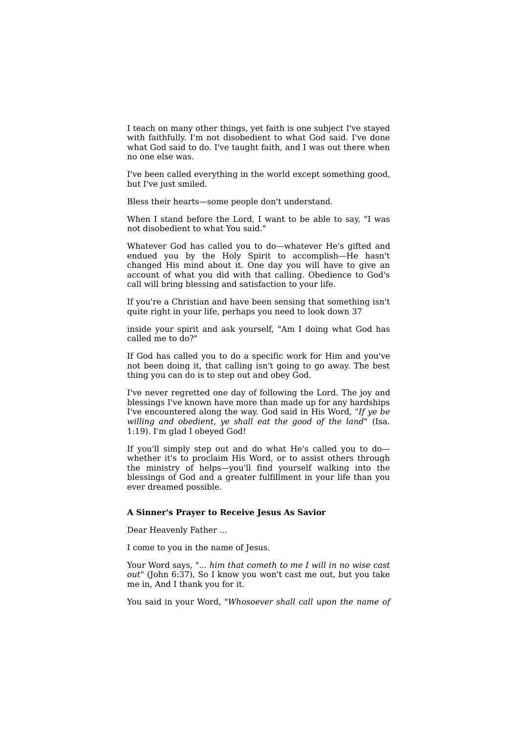I teach on many other things, yet faith is one subject I've stayed with faithfully. I'm not disobedient to what God said. I've done what God said to do. I've taught faith, and I was out there when no one else was.

I've been called everything in the world except something good, but I've just smiled.

Bless their hearts—some people don't understand.

When I stand before the Lord, I want to be able to say, "I was not disobedient to what You said."

Whatever God has called you to do—whatever He's gifted and endued you by the Holy Spirit to accomplish—He hasn't changed His mind about it. One day you will have to give an account of what you did with that calling. Obedience to God's call will bring blessing and satisfaction to your life.

If you're a Christian and have been sensing that something isn't quite right in your life, perhaps you need to look down inside your spirit and ask yourself, "Am I doing what God has called me to do?"

If God has called you to do a specific work for Him and you've not been doing it, that calling isn't going to go away. The best thing you can do is to step out and obey God.

I've never regretted one day of following the Lord. The joy and blessings I've known have more than made up for any hardships I've encountered along the way. God said in His Word, "*If ye be willing and obedient, ye shall eat the good of the land*" (Isa. 1:19). I'm glad I obeyed God!

If you'll simply step out and do what He's called you to do—whether it's to proclaim His Word, or to assist others through the ministry of helps—you'll find yourself walking into the blessings of God and a greater fulfillment in your life than you ever dreamed possible.

**A Sinner's Prayer to Receive Jesus As Savior**

Dear Heavenly Father ...

I come to you in the name of Jesus.

Your Word says, "*... him that cometh to me I will in no wise cast out*" (John 6:37), So I know you won't cast me out, but you take me in, And I thank you for it.

You said in your Word, "*Whosoever shall call upon the name of*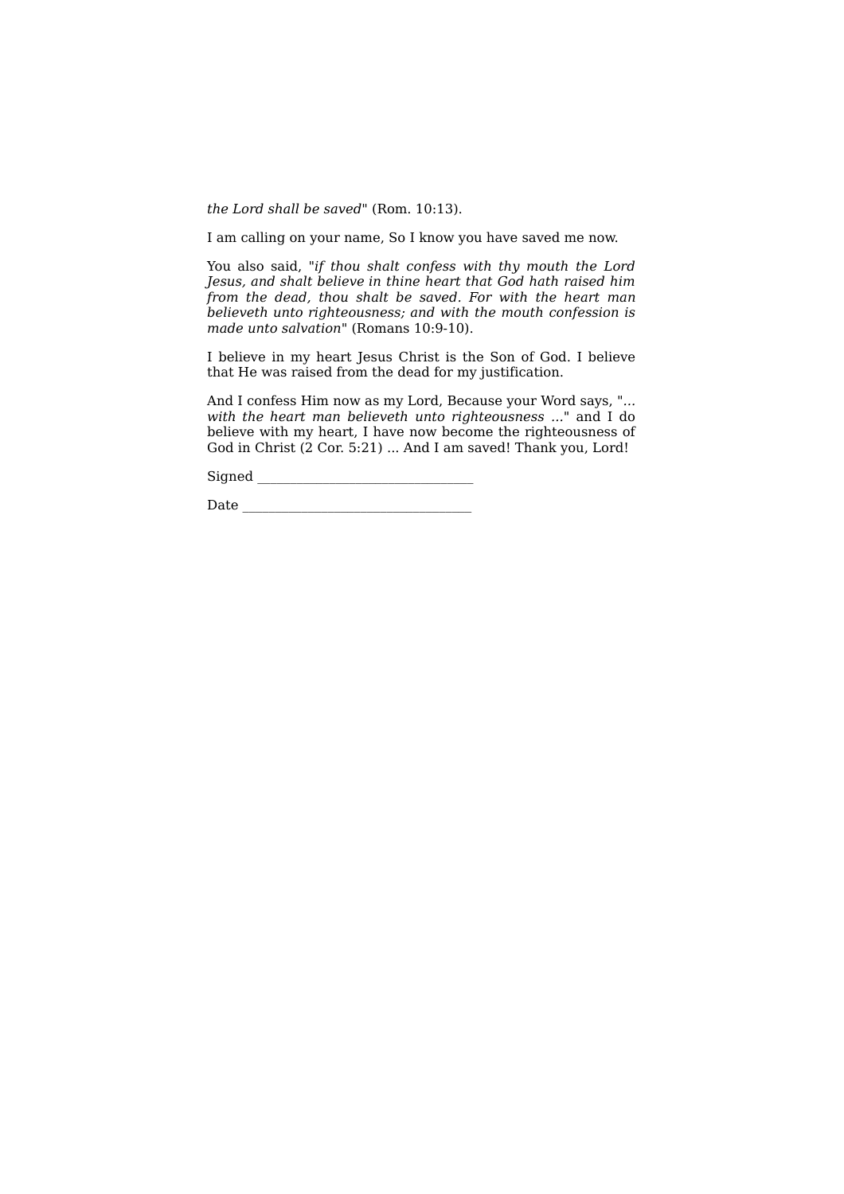*the Lord shall be saved*" (Rom. 10:13).

I am calling on your name, So I know you have saved me now.

You also said, "*if thou shalt confess with thy mouth the Lord Jesus, and shalt believe in thine heart that God hath raised him from the dead, thou shalt be saved. For with the heart man believeth unto righteousness; and with the mouth confession is made unto salvation*" (Romans 10:9-10).

I believe in my heart Jesus Christ is the Son of God. I believe that He was raised from the dead for my justification.

And I confess Him now as my Lord, Because your Word says, "*... with the heart man believeth unto righteousness ...*" and I do believe with my heart, I have now become the righteousness of God in Christ (2 Cor. 5:21) ... And I am saved! Thank you, Lord!

Signed ________________________________

Date __________________________________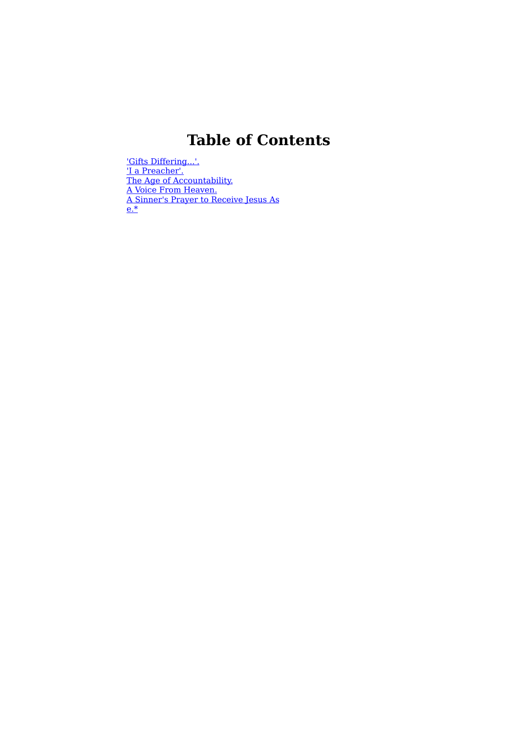# Table of Contents

'Gifts Differing...'.
'I a Preacher'.
The Age of Accountability.
A Voice From Heaven.
A Sinner's Prayer to Receive Jesus As
e.*